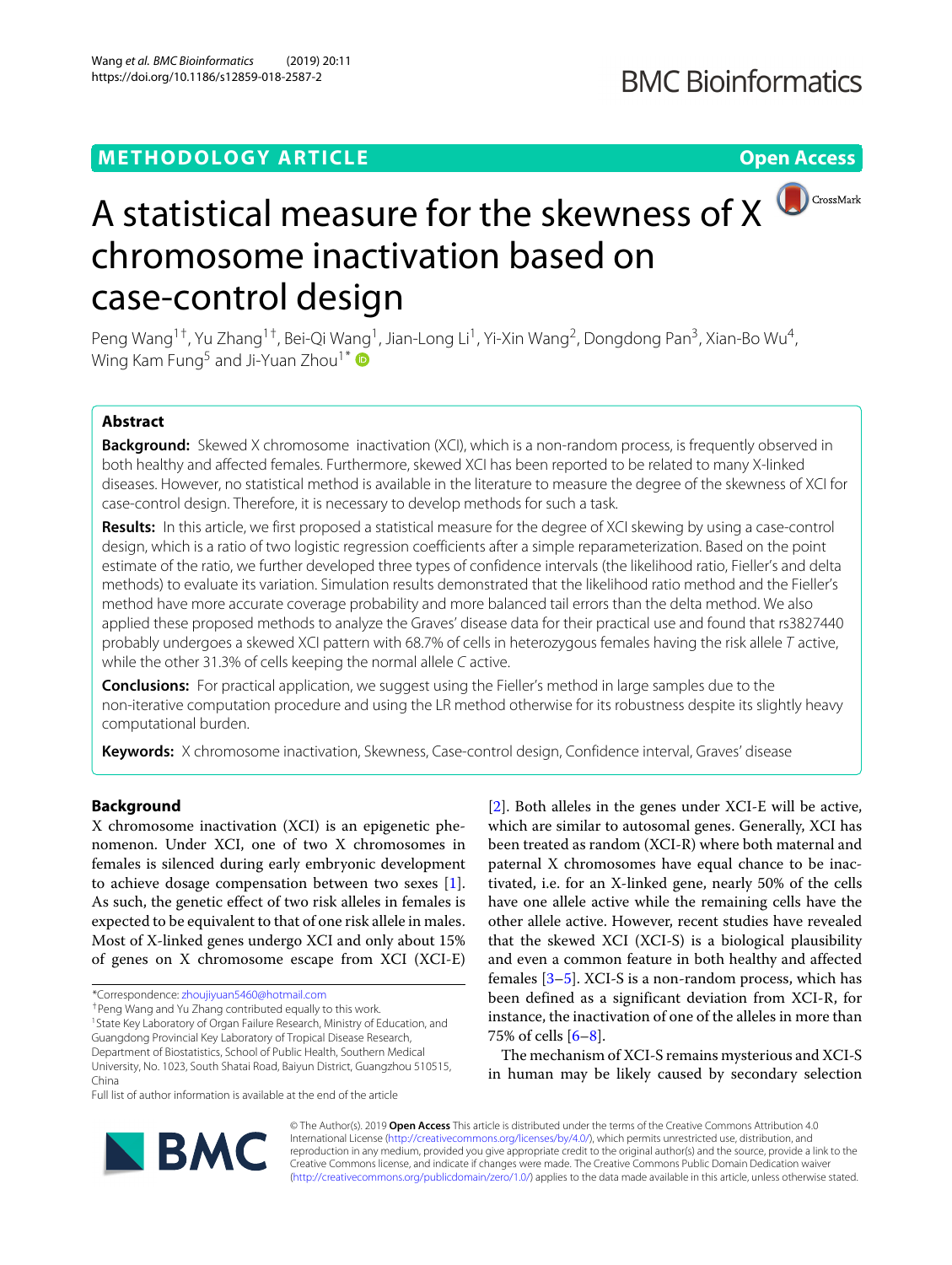## METHODOLOGY ARTICLE

**Open Access**

# A statistical measure for the skewness of X chromosome inactivation based on case-control design

Peng Wang[1†], Yu Zhang[1†], Bei-Qi Wang[1], Jian-Long Li[1], Yi-Xin Wang[2], Dongdong Pan[3], Xian-Bo Wu[4], Wing Kam Fung[5] and Ji-Yuan Zhou[1*]

### Abstract

**Background:** Skewed X chromosome inactivation (XCI), which is a non-random process, is frequently observed in both healthy and affected females. Furthermore, skewed XCI has been reported to be related to many X-linked diseases. However, no statistical method is available in the literature to measure the degree of the skewness of XCI for case-control design. Therefore, it is necessary to develop methods for such a task.

**Results:** In this article, we first proposed a statistical measure for the degree of XCI skewing by using a case-control design, which is a ratio of two logistic regression coefficients after a simple reparameterization. Based on the point estimate of the ratio, we further developed three types of confidence intervals (the likelihood ratio, Fieller's and delta methods) to evaluate its variation. Simulation results demonstrated that the likelihood ratio method and the Fieller's method have more accurate coverage probability and more balanced tail errors than the delta method. We also applied these proposed methods to analyze the Graves' disease data for their practical use and found that rs3827440 probably undergoes a skewed XCI pattern with 68.7% of cells in heterozygous females having the risk allele *T* active, while the other 31.3% of cells keeping the normal allele *C* active.

**Conclusions:** For practical application, we suggest using the Fieller's method in large samples due to the non-iterative computation procedure and using the LR method otherwise for its robustness despite its slightly heavy computational burden.

**Keywords:** X chromosome inactivation, Skewness, Case-control design, Confidence interval, Graves' disease

## Background

X chromosome inactivation (XCI) is an epigenetic phenomenon. Under XCI, one of two X chromosomes in females is silenced during early embryonic development to achieve dosage compensation between two sexes [1]. As such, the genetic effect of two risk alleles in females is expected to be equivalent to that of one risk allele in males. Most of X-linked genes undergo XCI and only about 15% of genes on X chromosome escape from XCI (XCI-E) [2]. Both alleles in the genes under XCI-E will be active, which are similar to autosomal genes. Generally, XCI has been treated as random (XCI-R) where both maternal and paternal X chromosomes have equal chance to be inactivated, i.e. for an X-linked gene, nearly 50% of the cells have one allele active while the remaining cells have the other allele active. However, recent studies have revealed that the skewed XCI (XCI-S) is a biological plausibility and even a common feature in both healthy and affected females [3–5]. XCI-S is a non-random process, which has been defined as a significant deviation from XCI-R, for instance, the inactivation of one of the alleles in more than 75% of cells [6–8].

The mechanism of XCI-S remains mysterious and XCI-S in human may be likely caused by secondary selection

*Correspondence: zhoujiyuan5460@hotmail.com
†Peng Wang and Yu Zhang contributed equally to this work.
[1]State Key Laboratory of Organ Failure Research, Ministry of Education, and Guangdong Provincial Key Laboratory of Tropical Disease Research, Department of Biostatistics, School of Public Health, Southern Medical University, No. 1023, South Shatai Road, Baiyun District, Guangzhou 510515, China
Full list of author information is available at the end of the article

© The Author(s). 2019 **Open Access** This article is distributed under the terms of the Creative Commons Attribution 4.0 International License (http://creativecommons.org/licenses/by/4.0/), which permits unrestricted use, distribution, and reproduction in any medium, provided you give appropriate credit to the original author(s) and the source, provide a link to the Creative Commons license, and indicate if changes were made. The Creative Commons Public Domain Dedication waiver (http://creativecommons.org/publicdomain/zero/1.0/) applies to the data made available in this article, unless otherwise stated.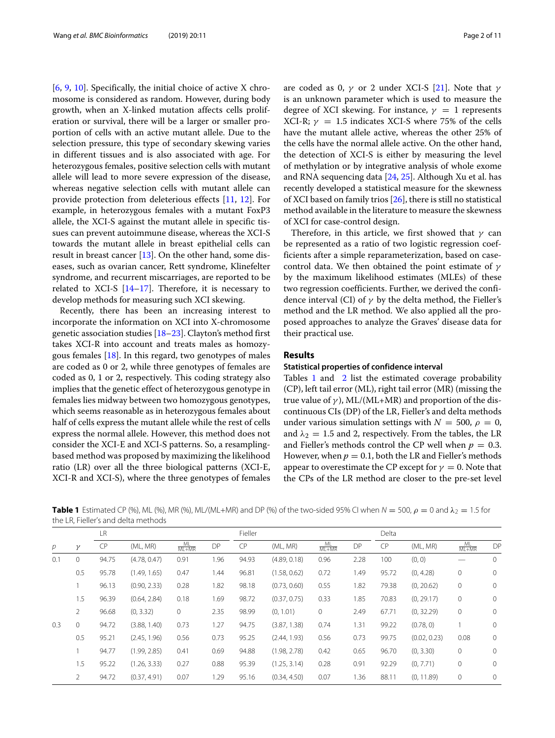[6, 9, 10]. Specifically, the initial choice of active X chromosome is considered as random. However, during body growth, when an X-linked mutation affects cells proliferation or survival, there will be a larger or smaller proportion of cells with an active mutant allele. Due to the selection pressure, this type of secondary skewing varies in different tissues and is also associated with age. For heterozygous females, positive selection cells with mutant allele will lead to more severe expression of the disease, whereas negative selection cells with mutant allele can provide protection from deleterious effects [11, 12]. For example, in heterozygous females with a mutant FoxP3 allele, the XCI-S against the mutant allele in specific tissues can prevent autoimmune disease, whereas the XCI-S towards the mutant allele in breast epithelial cells can result in breast cancer [13]. On the other hand, some diseases, such as ovarian cancer, Rett syndrome, Klinefelter syndrome, and recurrent miscarriages, are reported to be related to XCI-S [14–17]. Therefore, it is necessary to develop methods for measuring such XCI skewing.

Recently, there has been an increasing interest to incorporate the information on XCI into X-chromosome genetic association studies [18–23]. Clayton's method first takes XCI-R into account and treats males as homozygous females [18]. In this regard, two genotypes of males are coded as 0 or 2, while three genotypes of females are coded as 0, 1 or 2, respectively. This coding strategy also implies that the genetic effect of heterozygous genotype in females lies midway between two homozygous genotypes, which seems reasonable as in heterozygous females about half of cells express the mutant allele while the rest of cells express the normal allele. However, this method does not consider the XCI-E and XCI-S patterns. So, a resampling-based method was proposed by maximizing the likelihood ratio (LR) over all the three biological patterns (XCI-E, XCI-R and XCI-S), where the three genotypes of females are coded as 0, $\gamma$ or 2 under XCI-S [21]. Note that $\gamma$ is an unknown parameter which is used to measure the degree of XCI skewing. For instance, $\gamma = 1$ represents XCI-R; $\gamma = 1.5$ indicates XCI-S where 75% of the cells have the mutant allele active, whereas the other 25% of the cells have the normal allele active. On the other hand, the detection of XCI-S is either by measuring the level of methylation or by integrative analysis of whole exome and RNA sequencing data [24, 25]. Although Xu et al. has recently developed a statistical measure for the skewness of XCI based on family trios [26], there is still no statistical method available in the literature to measure the skewness of XCI for case-control design.

Therefore, in this article, we first showed that $\gamma$ can be represented as a ratio of two logistic regression coefficients after a simple reparameterization, based on case-control data. We then obtained the point estimate of $\gamma$ by the maximum likelihood estimates (MLEs) of these two regression coefficients. Further, we derived the confidence interval (CI) of $\gamma$ by the delta method, the Fieller's method and the LR method. We also applied all the proposed approaches to analyze the Graves' disease data for their practical use.

## Results

### Statistical properties of confidence interval

Tables 1 and 2 list the estimated coverage probability (CP), left tail error (ML), right tail error (MR) (missing the true value of $\gamma$), ML/(ML+MR) and proportion of the discontinuous CIs (DP) of the LR, Fieller's and delta methods under various simulation settings with $N = 500$, $\rho = 0$, and $\lambda_2 = 1.5$ and 2, respectively. From the tables, the LR and Fieller's methods control the CP well when $p = 0.3$. However, when $p = 0.1$, both the LR and Fieller's methods appear to overestimate the CP except for $\gamma = 0$. Note that the CPs of the LR method are closer to the pre-set level

**Table 1** Estimated CP (%), ML (%), MR (%), ML/(ML+MR) and DP (%) of the two-sided 95% CI when $N = 500$, $\rho = 0$ and $\lambda_2 = 1.5$ for the LR, Fieller's and delta methods

| | | LR | | | | Fieller | | | | Delta | | | |
|---|---|---|---|---|---|---|---|---|---|---|---|---|---|
| $p$ | $\gamma$ | CP | (ML, MR) | $\frac{ML}{ML+MR}$ | DP | CP | (ML, MR) | $\frac{ML}{ML+MR}$ | DP | CP | (ML, MR) | $\frac{ML}{ML+MR}$ | DP |
| 0.1 | 0 | 94.75 | (4.78, 0.47) | 0.91 | 1.96 | 94.93 | (4.89, 0.18) | 0.96 | 2.28 | 100 | (0, 0) | — | 0 |
| | 0.5 | 95.78 | (1.49, 1.65) | 0.47 | 1.44 | 96.81 | (1.58, 0.62) | 0.72 | 1.49 | 95.72 | (0, 4.28) | 0 | 0 |
| | 1 | 96.13 | (0.90, 2.33) | 0.28 | 1.82 | 98.18 | (0.73, 0.60) | 0.55 | 1.82 | 79.38 | (0, 20.62) | 0 | 0 |
| | 1.5 | 96.39 | (0.64, 2.84) | 0.18 | 1.69 | 98.72 | (0.37, 0.75) | 0.33 | 1.85 | 70.83 | (0, 29.17) | 0 | 0 |
| | 2 | 96.68 | (0, 3.32) | 0 | 2.35 | 98.99 | (0, 1.01) | 0 | 2.49 | 67.71 | (0, 32.29) | 0 | 0 |
| 0.3 | 0 | 94.72 | (3.88, 1.40) | 0.73 | 1.27 | 94.75 | (3.87, 1.38) | 0.74 | 1.31 | 99.22 | (0.78, 0) | 1 | 0 |
| | 0.5 | 95.21 | (2.45, 1.96) | 0.56 | 0.73 | 95.25 | (2.44, 1.93) | 0.56 | 0.73 | 99.75 | (0.02, 0.23) | 0.08 | 0 |
| | 1 | 94.77 | (1.99, 2.85) | 0.41 | 0.69 | 94.88 | (1.98, 2.78) | 0.42 | 0.65 | 96.70 | (0, 3.30) | 0 | 0 |
| | 1.5 | 95.22 | (1.26, 3.33) | 0.27 | 0.88 | 95.39 | (1.25, 3.14) | 0.28 | 0.91 | 92.29 | (0, 7.71) | 0 | 0 |
| | 2 | 94.72 | (0.37, 4.91) | 0.07 | 1.29 | 95.16 | (0.34, 4.50) | 0.07 | 1.36 | 88.11 | (0, 11.89) | 0 | 0 |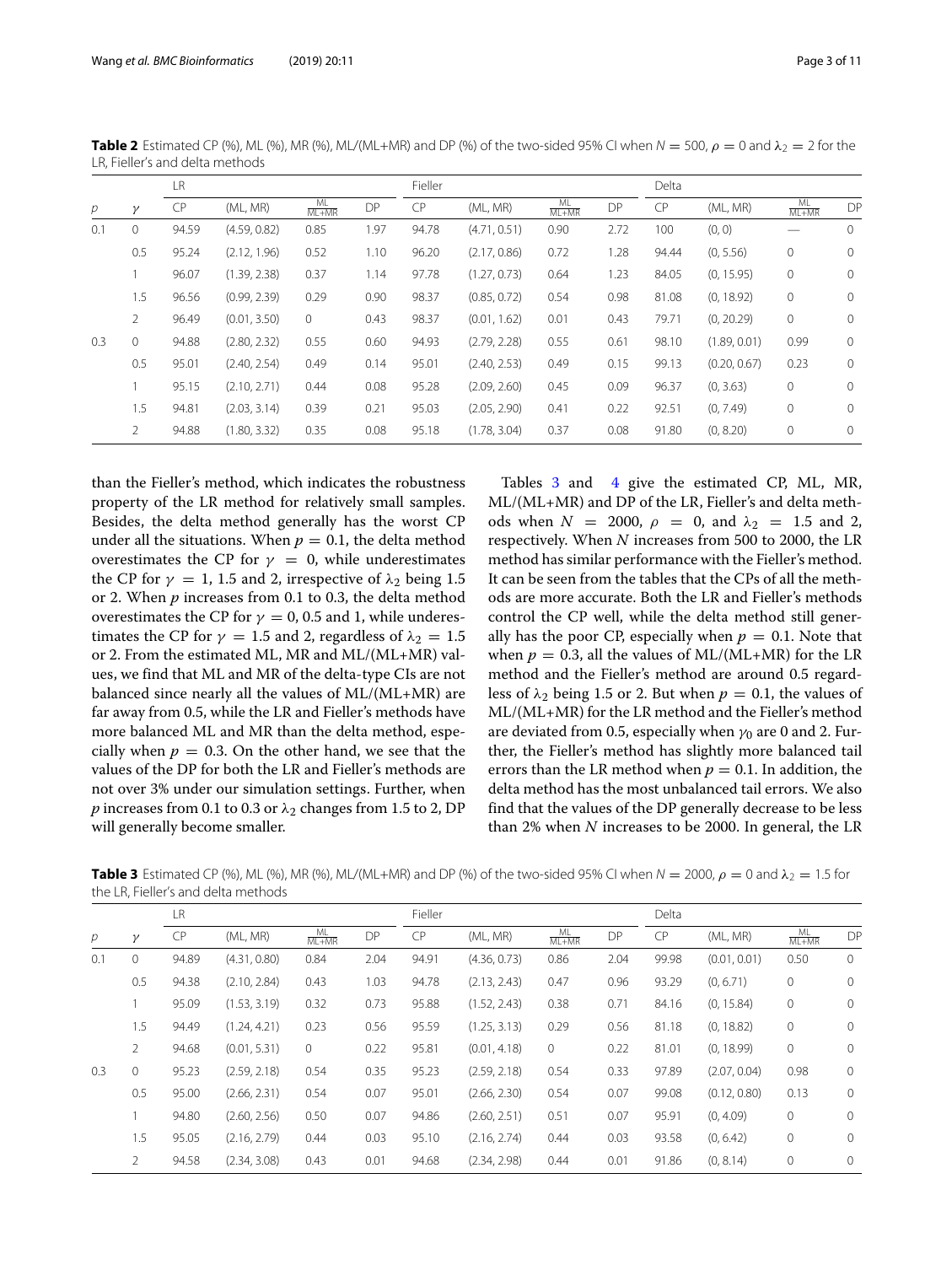**Table 2** Estimated CP (%), ML (%), MR (%), ML/(ML+MR) and DP (%) of the two-sided 95% CI when $N = 500$, $\rho = 0$ and $\lambda_2 = 2$ for the LR, Fieller's and delta methods

| | | LR | | | | Fieller | | | | Delta | | | |
|---|---|---|---|---|---|---|---|---|---|---|---|---|---|
| $p$ | $\gamma$ | CP | (ML, MR) | $\frac{ML}{ML+MR}$ | DP | CP | (ML, MR) | $\frac{ML}{ML+MR}$ | DP | CP | (ML, MR) | $\frac{ML}{ML+MR}$ | DP |
| 0.1 | 0 | 94.59 | (4.59, 0.82) | 0.85 | 1.97 | 94.78 | (4.71, 0.51) | 0.90 | 2.72 | 100 | (0, 0) | — | 0 |
| | 0.5 | 95.24 | (2.12, 1.96) | 0.52 | 1.10 | 96.20 | (2.17, 0.86) | 0.72 | 1.28 | 94.44 | (0, 5.56) | 0 | 0 |
| | 1 | 96.07 | (1.39, 2.38) | 0.37 | 1.14 | 97.78 | (1.27, 0.73) | 0.64 | 1.23 | 84.05 | (0, 15.95) | 0 | 0 |
| | 1.5 | 96.56 | (0.99, 2.39) | 0.29 | 0.90 | 98.37 | (0.85, 0.72) | 0.54 | 0.98 | 81.08 | (0, 18.92) | 0 | 0 |
| | 2 | 96.49 | (0.01, 3.50) | 0 | 0.43 | 98.37 | (0.01, 1.62) | 0.01 | 0.43 | 79.71 | (0, 20.29) | 0 | 0 |
| 0.3 | 0 | 94.88 | (2.80, 2.32) | 0.55 | 0.60 | 94.93 | (2.79, 2.28) | 0.55 | 0.61 | 98.10 | (1.89, 0.01) | 0.99 | 0 |
| | 0.5 | 95.01 | (2.40, 2.54) | 0.49 | 0.14 | 95.01 | (2.40, 2.53) | 0.49 | 0.15 | 99.13 | (0.20, 0.67) | 0.23 | 0 |
| | 1 | 95.15 | (2.10, 2.71) | 0.44 | 0.08 | 95.28 | (2.09, 2.60) | 0.45 | 0.09 | 96.37 | (0, 3.63) | 0 | 0 |
| | 1.5 | 94.81 | (2.03, 3.14) | 0.39 | 0.21 | 95.03 | (2.05, 2.90) | 0.41 | 0.22 | 92.51 | (0, 7.49) | 0 | 0 |
| | 2 | 94.88 | (1.80, 3.32) | 0.35 | 0.08 | 95.18 | (1.78, 3.04) | 0.37 | 0.08 | 91.80 | (0, 8.20) | 0 | 0 |

than the Fieller's method, which indicates the robustness property of the LR method for relatively small samples. Besides, the delta method generally has the worst CP under all the situations. When $p = 0.1$, the delta method overestimates the CP for $\gamma = 0$, while underestimates the CP for $\gamma = 1$, 1.5 and 2, irrespective of $\lambda_2$ being 1.5 or 2. When $p$ increases from 0.1 to 0.3, the delta method overestimates the CP for $\gamma = 0$, 0.5 and 1, while underestimates the CP for $\gamma = 1.5$ and 2, regardless of $\lambda_2 = 1.5$ or 2. From the estimated ML, MR and ML/(ML+MR) values, we find that ML and MR of the delta-type CIs are not balanced since nearly all the values of ML/(ML+MR) are far away from 0.5, while the LR and Fieller's methods have more balanced ML and MR than the delta method, especially when $p = 0.3$. On the other hand, we see that the values of the DP for both the LR and Fieller's methods are not over 3% under our simulation settings. Further, when $p$ increases from 0.1 to 0.3 or $\lambda_2$ changes from 1.5 to 2, DP will generally become smaller.

Tables 3 and 4 give the estimated CP, ML, MR, ML/(ML+MR) and DP of the LR, Fieller's and delta methods when $N = 2000$, $\rho = 0$, and $\lambda_2 = 1.5$ and 2, respectively. When $N$ increases from 500 to 2000, the LR method has similar performance with the Fieller's method. It can be seen from the tables that the CPs of all the methods are more accurate. Both the LR and Fieller's methods control the CP well, while the delta method still generally has the poor CP, especially when $p = 0.1$. Note that when $p = 0.3$, all the values of ML/(ML+MR) for the LR method and the Fieller's method are around 0.5 regardless of $\lambda_2$ being 1.5 or 2. But when $p = 0.1$, the values of ML/(ML+MR) for the LR method and the Fieller's method are deviated from 0.5, especially when $\gamma_0$ are 0 and 2. Further, the Fieller's method has slightly more balanced tail errors than the LR method when $p = 0.1$. In addition, the delta method has the most unbalanced tail errors. We also find that the values of the DP generally decrease to be less than 2% when $N$ increases to be 2000. In general, the LR

**Table 3** Estimated CP (%), ML (%), MR (%), ML/(ML+MR) and DP (%) of the two-sided 95% CI when $N = 2000$, $\rho = 0$ and $\lambda_2 = 1.5$ for the LR, Fieller's and delta methods

| | | LR | | | | Fieller | | | | Delta | | | |
|---|---|---|---|---|---|---|---|---|---|---|---|---|---|
| $p$ | $\gamma$ | CP | (ML, MR) | $\frac{ML}{ML+MR}$ | DP | CP | (ML, MR) | $\frac{ML}{ML+MR}$ | DP | CP | (ML, MR) | $\frac{ML}{ML+MR}$ | DP |
| 0.1 | 0 | 94.89 | (4.31, 0.80) | 0.84 | 2.04 | 94.91 | (4.36, 0.73) | 0.86 | 2.04 | 99.98 | (0.01, 0.01) | 0.50 | 0 |
| | 0.5 | 94.38 | (2.10, 2.84) | 0.43 | 1.03 | 94.78 | (2.13, 2.43) | 0.47 | 0.96 | 93.29 | (0, 6.71) | 0 | 0 |
| | 1 | 95.09 | (1.53, 3.19) | 0.32 | 0.73 | 95.88 | (1.52, 2.43) | 0.38 | 0.71 | 84.16 | (0, 15.84) | 0 | 0 |
| | 1.5 | 94.49 | (1.24, 4.21) | 0.23 | 0.56 | 95.59 | (1.25, 3.13) | 0.29 | 0.56 | 81.18 | (0, 18.82) | 0 | 0 |
| | 2 | 94.68 | (0.01, 5.31) | 0 | 0.22 | 95.81 | (0.01, 4.18) | 0 | 0.22 | 81.01 | (0, 18.99) | 0 | 0 |
| 0.3 | 0 | 95.23 | (2.59, 2.18) | 0.54 | 0.35 | 95.23 | (2.59, 2.18) | 0.54 | 0.33 | 97.89 | (2.07, 0.04) | 0.98 | 0 |
| | 0.5 | 95.00 | (2.66, 2.31) | 0.54 | 0.07 | 95.01 | (2.66, 2.30) | 0.54 | 0.07 | 99.08 | (0.12, 0.80) | 0.13 | 0 |
| | 1 | 94.80 | (2.60, 2.56) | 0.50 | 0.07 | 94.86 | (2.60, 2.51) | 0.51 | 0.07 | 95.91 | (0, 4.09) | 0 | 0 |
| | 1.5 | 95.05 | (2.16, 2.79) | 0.44 | 0.03 | 95.10 | (2.16, 2.74) | 0.44 | 0.03 | 93.58 | (0, 6.42) | 0 | 0 |
| | 2 | 94.58 | (2.34, 3.08) | 0.43 | 0.01 | 94.68 | (2.34, 2.98) | 0.44 | 0.01 | 91.86 | (0, 8.14) | 0 | 0 |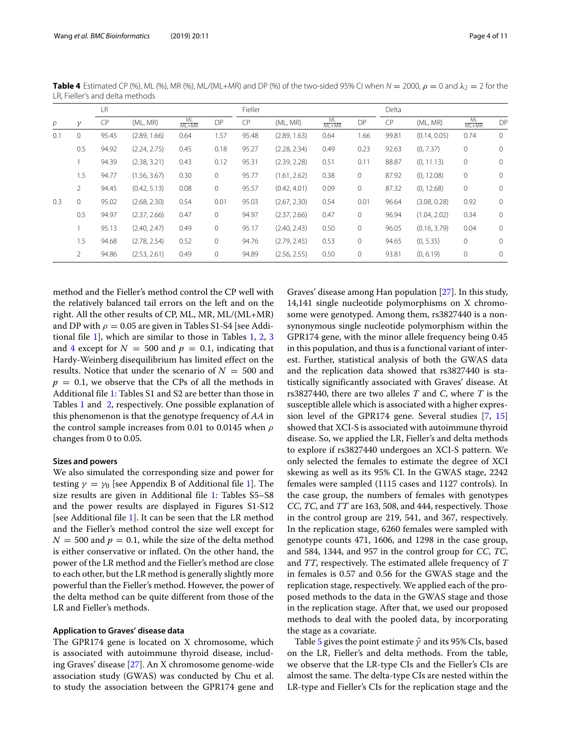**Table 4** Estimated CP (%), ML (%), MR (%), ML/(ML+MR) and DP (%) of the two-sided 95% CI when $N = 2000$, $\rho = 0$ and $\lambda_2 = 2$ for the LR, Fieller's and delta methods

| | | LR | | | | Fieller | | | | Delta | | | |
|---|---|---|---|---|---|---|---|---|---|---|---|---|---|
| $p$ | $\gamma$ | CP | (ML, MR) | $\frac{ML}{ML+MR}$ | DP | CP | (ML, MR) | $\frac{ML}{ML+MR}$ | DP | CP | (ML, MR) | $\frac{ML}{ML+MR}$ | DP |
| 0.1 | 0 | 95.45 | (2.89, 1.66) | 0.64 | 1.57 | 95.48 | (2.89, 1.63) | 0.64 | 1.66 | 99.81 | (0.14, 0.05) | 0.74 | 0 |
| | 0.5 | 94.92 | (2.24, 2.75) | 0.45 | 0.18 | 95.27 | (2.28, 2.34) | 0.49 | 0.23 | 92.63 | (0, 7.37) | 0 | 0 |
| | 1 | 94.39 | (2.38, 3.21) | 0.43 | 0.12 | 95.31 | (2.39, 2.28) | 0.51 | 0.11 | 88.87 | (0, 11.13) | 0 | 0 |
| | 1.5 | 94.77 | (1.56, 3.67) | 0.30 | 0 | 95.77 | (1.61, 2.62) | 0.38 | 0 | 87.92 | (0, 12.08) | 0 | 0 |
| | 2 | 94.45 | (0.42, 5.13) | 0.08 | 0 | 95.57 | (0.42, 4.01) | 0.09 | 0 | 87.32 | (0, 12.68) | 0 | 0 |
| 0.3 | 0 | 95.02 | (2.68, 2.30) | 0.54 | 0.01 | 95.03 | (2.67, 2.30) | 0.54 | 0.01 | 96.64 | (3.08, 0.28) | 0.92 | 0 |
| | 0.5 | 94.97 | (2.37, 2.66) | 0.47 | 0 | 94.97 | (2.37, 2.66) | 0.47 | 0 | 96.94 | (1.04, 2.02) | 0.34 | 0 |
| | 1 | 95.13 | (2.40, 2.47) | 0.49 | 0 | 95.17 | (2.40, 2.43) | 0.50 | 0 | 96.05 | (0.16, 3.79) | 0.04 | 0 |
| | 1.5 | 94.68 | (2.78, 2.54) | 0.52 | 0 | 94.76 | (2.79, 2.45) | 0.53 | 0 | 94.65 | (0, 5.35) | 0 | 0 |
| | 2 | 94.86 | (2.53, 2.61) | 0.49 | 0 | 94.89 | (2.56, 2.55) | 0.50 | 0 | 93.81 | (0, 6.19) | 0 | 0 |

method and the Fieller's method control the CP well with the relatively balanced tail errors on the left and on the right. All the other results of CP, ML, MR, ML/(ML+MR) and DP with $\rho = 0.05$ are given in Tables S1-S4 [see Additional file 1], which are similar to those in Tables 1, 2, 3 and 4 except for $N = 500$ and $p = 0.1$, indicating that Hardy-Weinberg disequilibrium has limited effect on the results. Notice that under the scenario of $N = 500$ and $p = 0.1$, we observe that the CPs of all the methods in Additional file 1: Tables S1 and S2 are better than those in Tables 1 and 2, respectively. One possible explanation of this phenomenon is that the genotype frequency of *AA* in the control sample increases from 0.01 to 0.0145 when $\rho$ changes from 0 to 0.05.

### Sizes and powers

We also simulated the corresponding size and power for testing $\gamma = \gamma_0$ [see Appendix B of Additional file 1]. The size results are given in Additional file 1: Tables S5–S8 and the power results are displayed in Figures S1-S12 [see Additional file 1]. It can be seen that the LR method and the Fieller's method control the size well except for $N = 500$ and $p = 0.1$, while the size of the delta method is either conservative or inflated. On the other hand, the power of the LR method and the Fieller's method are close to each other, but the LR method is generally slightly more powerful than the Fieller's method. However, the power of the delta method can be quite different from those of the LR and Fieller's methods.

### Application to Graves' disease data

The GPR174 gene is located on X chromosome, which is associated with autoimmune thyroid disease, including Graves' disease [27]. An X chromosome genome-wide association study (GWAS) was conducted by Chu et al. to study the association between the GPR174 gene and Graves' disease among Han population [27]. In this study, 14,141 single nucleotide polymorphisms on X chromosome were genotyped. Among them, rs3827440 is a non-synonymous single nucleotide polymorphism within the GPR174 gene, with the minor allele frequency being 0.45 in this population, and thus is a functional variant of interest. Further, statistical analysis of both the GWAS data and the replication data showed that rs3827440 is statistically significantly associated with Graves' disease. At rs3827440, there are two alleles *T* and *C*, where *T* is the susceptible allele which is associated with a higher expression level of the GPR174 gene. Several studies [7, 15] showed that XCI-S is associated with autoimmune thyroid disease. So, we applied the LR, Fieller's and delta methods to explore if rs3827440 undergoes an XCI-S pattern. We only selected the females to estimate the degree of XCI skewing as well as its 95% CI. In the GWAS stage, 2242 females were sampled (1115 cases and 1127 controls). In the case group, the numbers of females with genotypes *CC*, *TC*, and *TT* are 163, 508, and 444, respectively. Those in the control group are 219, 541, and 367, respectively. In the replication stage, 6260 females were sampled with genotype counts 471, 1606, and 1298 in the case group, and 584, 1344, and 957 in the control group for *CC*, *TC*, and *TT*, respectively. The estimated allele frequency of *T* in females is 0.57 and 0.56 for the GWAS stage and the replication stage, respectively. We applied each of the proposed methods to the data in the GWAS stage and those in the replication stage. After that, we used our proposed methods to deal with the pooled data, by incorporating the stage as a covariate.

Table 5 gives the point estimate $\hat{\gamma}$ and its 95% CIs, based on the LR, Fieller's and delta methods. From the table, we observe that the LR-type CIs and the Fieller's CIs are almost the same. The delta-type CIs are nested within the LR-type and Fieller's CIs for the replication stage and the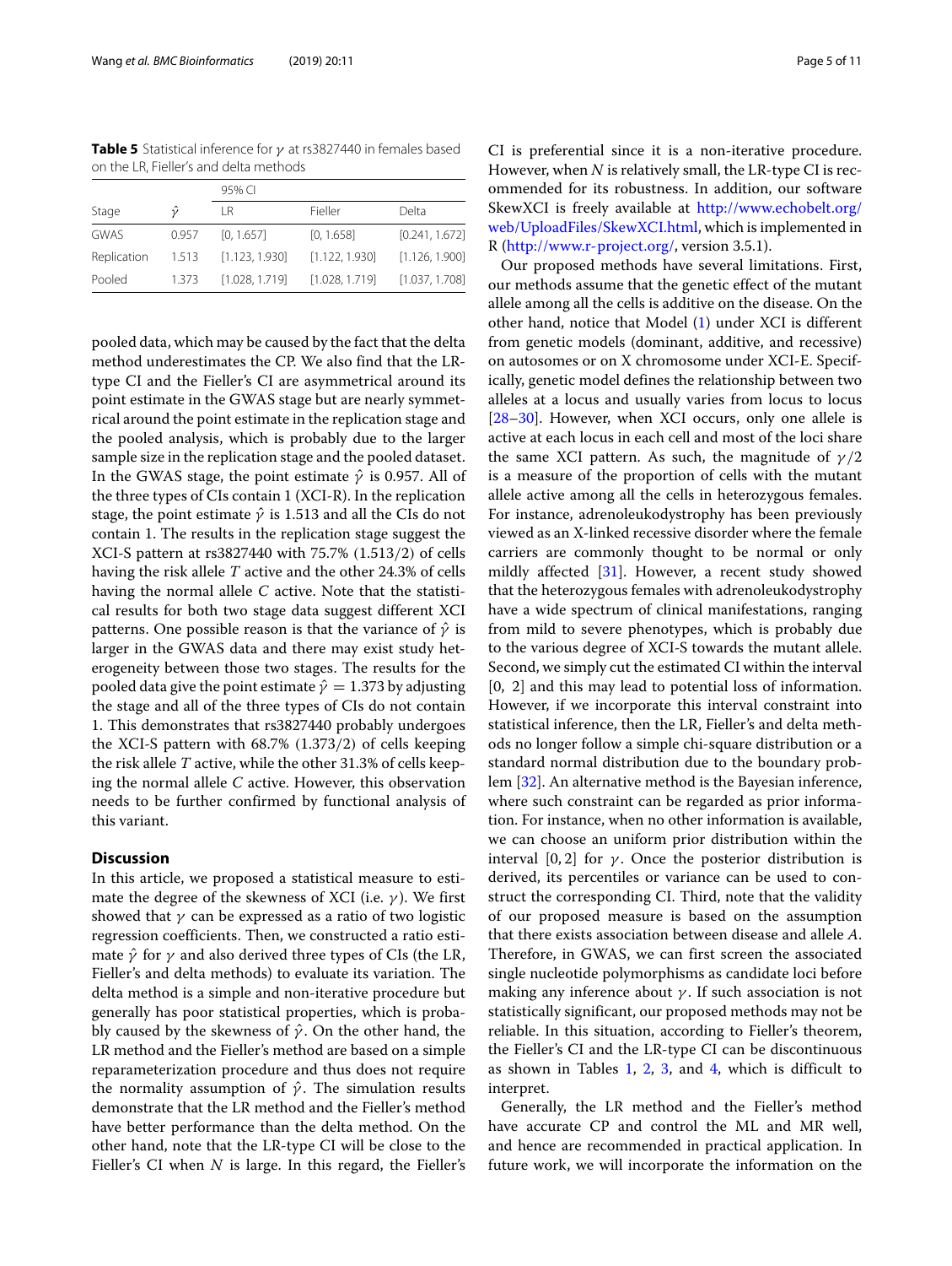**Table 5** Statistical inference for $\gamma$ at rs3827440 in females based on the LR, Fieller's and delta methods

| | | 95% CI | | |
|---|---|---|---|---|
| Stage | $\hat{\gamma}$ | LR | Fieller | Delta |
| GWAS | 0.957 | [0, 1.657] | [0, 1.658] | [0.241, 1.672] |
| Replication | 1.513 | [1.123, 1.930] | [1.122, 1.930] | [1.126, 1.900] |
| Pooled | 1.373 | [1.028, 1.719] | [1.028, 1.719] | [1.037, 1.708] |

pooled data, which may be caused by the fact that the delta method underestimates the CP. We also find that the LR-type CI and the Fieller's CI are asymmetrical around its point estimate in the GWAS stage but are nearly symmetrical around the point estimate in the replication stage and the pooled analysis, which is probably due to the larger sample size in the replication stage and the pooled dataset. In the GWAS stage, the point estimate $\hat{\gamma}$ is 0.957. All of the three types of CIs contain 1 (XCI-R). In the replication stage, the point estimate $\hat{\gamma}$ is 1.513 and all the CIs do not contain 1. The results in the replication stage suggest the XCI-S pattern at rs3827440 with 75.7% (1.513/2) of cells having the risk allele *T* active and the other 24.3% of cells having the normal allele *C* active. Note that the statistical results for both two stage data suggest different XCI patterns. One possible reason is that the variance of $\hat{\gamma}$ is larger in the GWAS data and there may exist study heterogeneity between those two stages. The results for the pooled data give the point estimate $\hat{\gamma} = 1.373$ by adjusting the stage and all of the three types of CIs do not contain 1. This demonstrates that rs3827440 probably undergoes the XCI-S pattern with 68.7% (1.373/2) of cells keeping the risk allele *T* active, while the other 31.3% of cells keeping the normal allele *C* active. However, this observation needs to be further confirmed by functional analysis of this variant.

## Discussion

In this article, we proposed a statistical measure to estimate the degree of the skewness of XCI (i.e. $\gamma$). We first showed that $\gamma$ can be expressed as a ratio of two logistic regression coefficients. Then, we constructed a ratio estimate $\hat{\gamma}$ for $\gamma$ and also derived three types of CIs (the LR, Fieller's and delta methods) to evaluate its variation. The delta method is a simple and non-iterative procedure but generally has poor statistical properties, which is probably caused by the skewness of $\hat{\gamma}$. On the other hand, the LR method and the Fieller's method are based on a simple reparameterization procedure and thus does not require the normality assumption of $\hat{\gamma}$. The simulation results demonstrate that the LR method and the Fieller's method have better performance than the delta method. On the other hand, note that the LR-type CI will be close to the Fieller's CI when *N* is large. In this regard, the Fieller's CI is preferential since it is a non-iterative procedure. However, when *N* is relatively small, the LR-type CI is recommended for its robustness. In addition, our software SkewXCI is freely available at http://www.echobelt.org/web/UploadFiles/SkewXCI.html, which is implemented in R (http://www.r-project.org/, version 3.5.1).

Our proposed methods have several limitations. First, our methods assume that the genetic effect of the mutant allele among all the cells is additive on the disease. On the other hand, notice that Model (1) under XCI is different from genetic models (dominant, additive, and recessive) on autosomes or on X chromosome under XCI-E. Specifically, genetic model defines the relationship between two alleles at a locus and usually varies from locus to locus [28–30]. However, when XCI occurs, only one allele is active at each locus in each cell and most of the loci share the same XCI pattern. As such, the magnitude of $\gamma/2$ is a measure of the proportion of cells with the mutant allele active among all the cells in heterozygous females. For instance, adrenoleukodystrophy has been previously viewed as an X-linked recessive disorder where the female carriers are commonly thought to be normal or only mildly affected [31]. However, a recent study showed that the heterozygous females with adrenoleukodystrophy have a wide spectrum of clinical manifestations, ranging from mild to severe phenotypes, which is probably due to the various degree of XCI-S towards the mutant allele. Second, we simply cut the estimated CI within the interval [0, 2] and this may lead to potential loss of information. However, if we incorporate this interval constraint into statistical inference, then the LR, Fieller's and delta methods no longer follow a simple chi-square distribution or a standard normal distribution due to the boundary problem [32]. An alternative method is the Bayesian inference, where such constraint can be regarded as prior information. For instance, when no other information is available, we can choose an uniform prior distribution within the interval $[0, 2]$ for $\gamma$. Once the posterior distribution is derived, its percentiles or variance can be used to construct the corresponding CI. Third, note that the validity of our proposed measure is based on the assumption that there exists association between disease and allele *A*. Therefore, in GWAS, we can first screen the associated single nucleotide polymorphisms as candidate loci before making any inference about $\gamma$. If such association is not statistically significant, our proposed methods may not be reliable. In this situation, according to Fieller's theorem, the Fieller's CI and the LR-type CI can be discontinuous as shown in Tables 1, 2, 3, and 4, which is difficult to interpret.

Generally, the LR method and the Fieller's method have accurate CP and control the ML and MR well, and hence are recommended in practical application. In future work, we will incorporate the information on the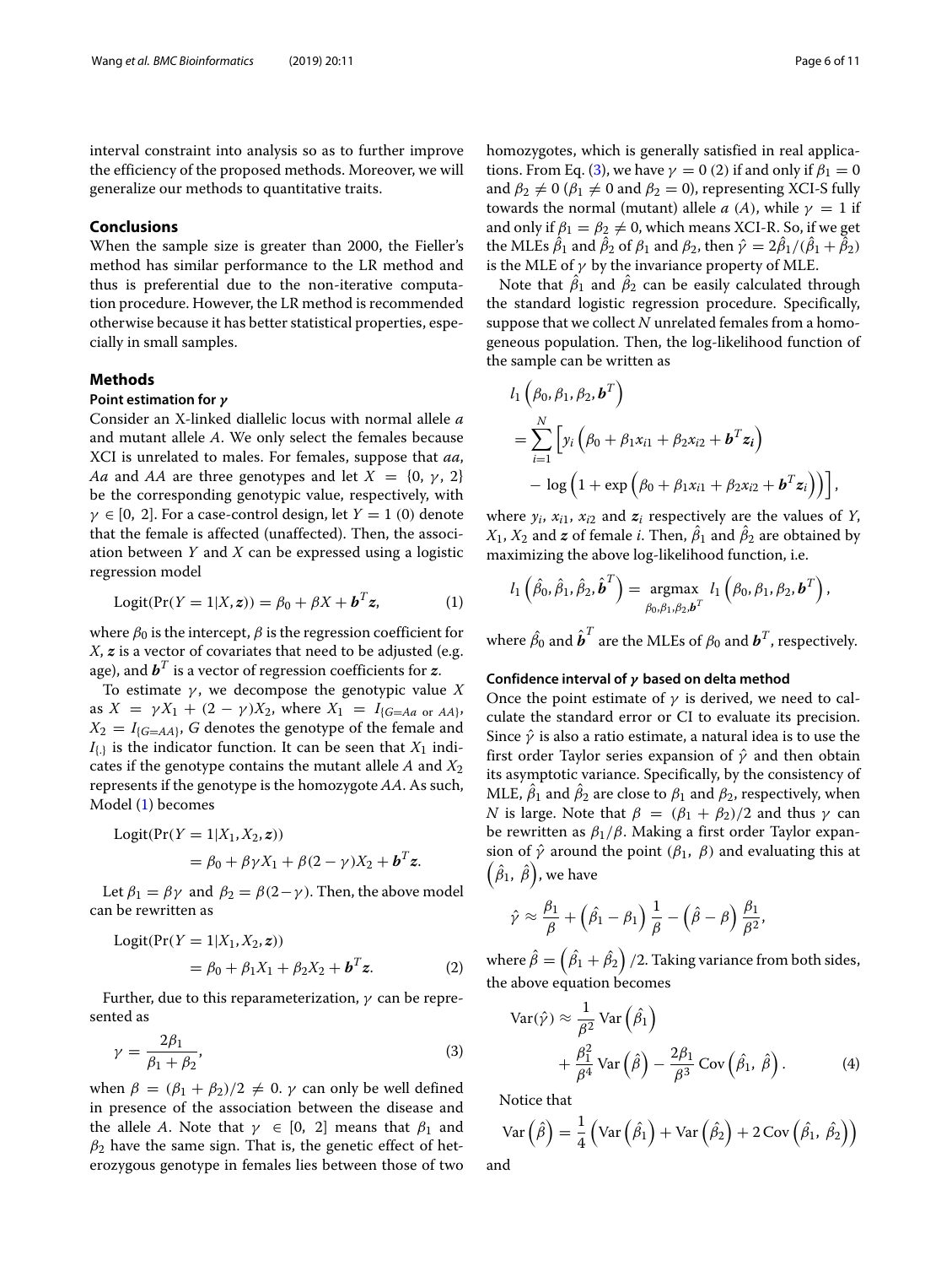interval constraint into analysis so as to further improve the efficiency of the proposed methods. Moreover, we will generalize our methods to quantitative traits.

## Conclusions

When the sample size is greater than 2000, the Fieller's method has similar performance to the LR method and thus is preferential due to the non-iterative computation procedure. However, the LR method is recommended otherwise because it has better statistical properties, especially in small samples.

## Methods

### Point estimation for $\gamma$

Consider an X-linked diallelic locus with normal allele $a$ and mutant allele $A$. We only select the females because XCI is unrelated to males. For females, suppose that $aa$, $Aa$ and $AA$ are three genotypes and let $X = \{0, \gamma, 2\}$ be the corresponding genotypic value, respectively, with $\gamma \in [0, 2]$. For a case-control design, let $Y = 1$ (0) denote that the female is affected (unaffected). Then, the association between $Y$ and $X$ can be expressed using a logistic regression model

$$\text{Logit}(\Pr(Y = 1|X, \boldsymbol{z})) = \beta_0 + \beta X + \boldsymbol{b}^T\boldsymbol{z}, \tag{1}$$

where $\beta_0$ is the intercept, $\beta$ is the regression coefficient for $X$, $\boldsymbol{z}$ is a vector of covariates that need to be adjusted (e.g. age), and $\boldsymbol{b}^T$ is a vector of regression coefficients for $\boldsymbol{z}$.

To estimate $\gamma$, we decompose the genotypic value $X$ as $X = \gamma X_1 + (2 - \gamma)X_2$, where $X_1 = I_{\{G=Aa \text{ or } AA\}}$, $X_2 = I_{\{G=AA\}}$, $G$ denotes the genotype of the female and $I_{\{.\}}$ is the indicator function. It can be seen that $X_1$ indicates if the genotype contains the mutant allele $A$ and $X_2$ represents if the genotype is the homozygote $AA$. As such, Model (1) becomes

$$\begin{aligned}\text{Logit}(\Pr(Y = 1|X_1, X_2, \boldsymbol{z}))\\ = \beta_0 + \beta\gamma X_1 + \beta(2 - \gamma)X_2 + \boldsymbol{b}^T\boldsymbol{z}.\end{aligned}$$

Let $\beta_1 = \beta\gamma$ and $\beta_2 = \beta(2-\gamma)$. Then, the above model can be rewritten as

$$\begin{aligned}\text{Logit}(\Pr(Y = 1|X_1, X_2, \boldsymbol{z}))\\ = \beta_0 + \beta_1 X_1 + \beta_2 X_2 + \boldsymbol{b}^T\boldsymbol{z}.\end{aligned} \tag{2}$$

Further, due to this reparameterization, $\gamma$ can be represented as

$$\gamma = \frac{2\beta_1}{\beta_1 + \beta_2}, \tag{3}$$

when $\beta = (\beta_1 + \beta_2)/2 \neq 0$. $\gamma$ can only be well defined in presence of the association between the disease and the allele $A$. Note that $\gamma \in [0, 2]$ means that $\beta_1$ and $\beta_2$ have the same sign. That is, the genetic effect of heterozygous genotype in females lies between those of two homozygotes, which is generally satisfied in real applications. From Eq. (3), we have $\gamma = 0$ (2) if and only if $\beta_1 = 0$ and $\beta_2 \neq 0$ ($\beta_1 \neq 0$ and $\beta_2 = 0$), representing XCI-S fully towards the normal (mutant) allele $a$ ($A$), while $\gamma = 1$ if and only if $\beta_1 = \beta_2 \neq 0$, which means XCI-R. So, if we get the MLEs $\hat{\beta}_1$ and $\hat{\beta}_2$ of $\beta_1$ and $\beta_2$, then $\hat{\gamma} = 2\hat{\beta}_1/(\hat{\beta}_1 + \hat{\beta}_2)$ is the MLE of $\gamma$ by the invariance property of MLE.

Note that $\hat{\beta}_1$ and $\hat{\beta}_2$ can be easily calculated through the standard logistic regression procedure. Specifically, suppose that we collect $N$ unrelated females from a homogeneous population. Then, the log-likelihood function of the sample can be written as

$$\begin{aligned}&l_1\left(\beta_0, \beta_1, \beta_2, \boldsymbol{b}^T\right)\\ &= \sum_{i=1}^{N}\Big[y_i\left(\beta_0 + \beta_1 x_{i1} + \beta_2 x_{i2} + \boldsymbol{b}^T\boldsymbol{z_i}\right)\\ &\quad - \log\left(1 + \exp\left(\beta_0 + \beta_1 x_{i1} + \beta_2 x_{i2} + \boldsymbol{b}^T\boldsymbol{z_i}\right)\right)\Big],\end{aligned}$$

where $y_i$, $x_{i1}$, $x_{i2}$ and $\boldsymbol{z_i}$ respectively are the values of $Y$, $X_1$, $X_2$ and $\boldsymbol{z}$ of female $i$. Then, $\hat{\beta}_1$ and $\hat{\beta}_2$ are obtained by maximizing the above log-likelihood function, i.e.

$$l_1\left(\hat{\beta}_0, \hat{\beta}_1, \hat{\beta}_2, \hat{\boldsymbol{b}}^T\right) = \underset{\beta_0, \beta_1, \beta_2, \boldsymbol{b}^T}{\text{argmax}}\ l_1\left(\beta_0, \beta_1, \beta_2, \boldsymbol{b}^T\right),$$

where $\hat{\beta}_0$ and $\hat{\boldsymbol{b}}^T$ are the MLEs of $\beta_0$ and $\boldsymbol{b}^T$, respectively.

### Confidence interval of $\gamma$ based on delta method

Once the point estimate of $\gamma$ is derived, we need to calculate the standard error or CI to evaluate its precision. Since $\hat{\gamma}$ is also a ratio estimate, a natural idea is to use the first order Taylor series expansion of $\hat{\gamma}$ and then obtain its asymptotic variance. Specifically, by the consistency of MLE, $\hat{\beta}_1$ and $\hat{\beta}_2$ are close to $\beta_1$ and $\beta_2$, respectively, when $N$ is large. Note that $\beta = (\beta_1 + \beta_2)/2$ and thus $\gamma$ can be rewritten as $\beta_1/\beta$. Making a first order Taylor expansion of $\hat{\gamma}$ around the point $(\beta_1,\ \beta)$ and evaluating this at $\left(\hat{\beta}_1,\ \hat{\beta}\right)$, we have

$$\hat{\gamma} \approx \frac{\beta_1}{\beta} + \left(\hat{\beta}_1 - \beta_1\right)\frac{1}{\beta} - \left(\hat{\beta} - \beta\right)\frac{\beta_1}{\beta^2},$$

where $\hat{\beta} = \left(\hat{\beta}_1 + \hat{\beta}_2\right)/2$. Taking variance from both sides, the above equation becomes

$$\begin{aligned}\text{Var}(\hat{\gamma}) \approx \frac{1}{\beta^2}\text{Var}\left(\hat{\beta}_1\right)\\ + \frac{\beta_1^2}{\beta^4}\text{Var}\left(\hat{\beta}\right) - \frac{2\beta_1}{\beta^3}\text{Cov}\left(\hat{\beta}_1,\ \hat{\beta}\right).\end{aligned} \tag{4}$$

Notice that

$$\text{Var}\left(\hat{\beta}\right) = \frac{1}{4}\left(\text{Var}\left(\hat{\beta}_1\right) + \text{Var}\left(\hat{\beta}_2\right) + 2\,\text{Cov}\left(\hat{\beta}_1,\ \hat{\beta}_2\right)\right)$$

and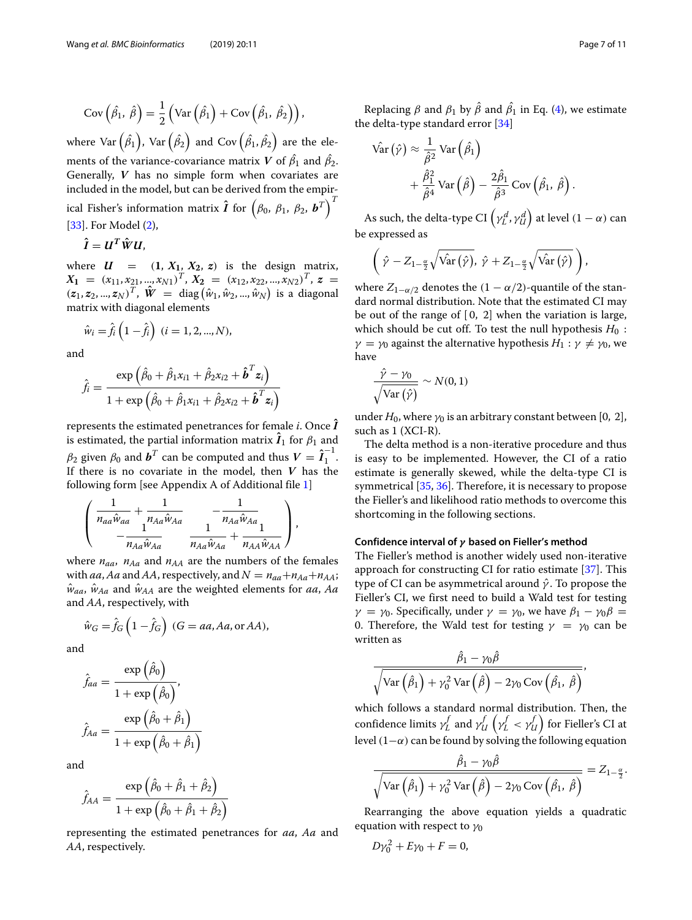$$\mathrm{Cov}\left(\hat{\beta}_1,\ \hat{\beta}\right) = \frac{1}{2}\left(\mathrm{Var}\left(\hat{\beta}_1\right) + \mathrm{Cov}\left(\hat{\beta}_1,\ \hat{\beta}_2\right)\right),$$

where $\mathrm{Var}\left(\hat{\beta}_1\right)$, $\mathrm{Var}\left(\hat{\beta}_2\right)$ and $\mathrm{Cov}\left(\hat{\beta}_1, \hat{\beta}_2\right)$ are the elements of the variance-covariance matrix $\boldsymbol{V}$ of $\hat{\beta}_1$ and $\hat{\beta}_2$. Generally, $\boldsymbol{V}$ has no simple form when covariates are included in the model, but can be derived from the empirical Fisher's information matrix $\hat{\boldsymbol{I}}$ for $\left(\beta_0,\ \beta_1,\ \beta_2,\ \boldsymbol{b}^T\right)^T$ [33]. For Model (2),

$$\hat{\boldsymbol{I}} = \boldsymbol{U}^T \hat{\boldsymbol{W}} \boldsymbol{U},$$

where $\boldsymbol{U} = (\boldsymbol{1}, \boldsymbol{X_1}, \boldsymbol{X_2}, \boldsymbol{z})$ is the design matrix, $\boldsymbol{X_1} = (x_{11}, x_{21}, ..., x_{N1})^T$, $\boldsymbol{X_2} = (x_{12}, x_{22}, ..., x_{N2})^T$, $\boldsymbol{z} = (\boldsymbol{z}_1, \boldsymbol{z}_2, ..., \boldsymbol{z}_N)^T$, $\hat{\boldsymbol{W}} = \mathrm{diag}\left(\hat{w}_1, \hat{w}_2, ..., \hat{w}_N\right)$ is a diagonal matrix with diagonal elements

$$\hat{w}_i = \hat{f}_i\left(1 - \hat{f}_i\right)\ (i = 1, 2, ..., N),$$

and

$$\hat{f}_i = \frac{\exp\left(\hat{\beta}_0 + \hat{\beta}_1 x_{i1} + \hat{\beta}_2 x_{i2} + \hat{\boldsymbol{b}}^T \boldsymbol{z}_i\right)}{1 + \exp\left(\hat{\beta}_0 + \hat{\beta}_1 x_{i1} + \hat{\beta}_2 x_{i2} + \hat{\boldsymbol{b}}^T \boldsymbol{z}_i\right)}$$

represents the estimated penetrances for female $i$. Once $\hat{\boldsymbol{I}}$ is estimated, the partial information matrix $\hat{\boldsymbol{I}}_1$ for $\beta_1$ and $\beta_2$ given $\beta_0$ and $\boldsymbol{b}^T$ can be computed and thus $\boldsymbol{V} = \hat{\boldsymbol{I}}_1^{-1}$. If there is no covariate in the model, then $\boldsymbol{V}$ has the following form [see Appendix A of Additional file 1]

$$\begin{pmatrix} \dfrac{1}{n_{aa}\hat{w}_{aa}} + \dfrac{1}{n_{Aa}\hat{w}_{Aa}} & -\dfrac{1}{n_{Aa}\hat{w}_{Aa}} \\ -\dfrac{1}{n_{Aa}\hat{w}_{Aa}} & \dfrac{1}{n_{Aa}\hat{w}_{Aa}} + \dfrac{1}{n_{AA}\hat{w}_{AA}} \end{pmatrix},$$

where $n_{aa}$, $n_{Aa}$ and $n_{AA}$ are the numbers of the females with $aa$, $Aa$ and $AA$, respectively, and $N = n_{aa} + n_{Aa} + n_{AA}$; $\hat{w}_{aa}$, $\hat{w}_{Aa}$ and $\hat{w}_{AA}$ are the weighted elements for $aa$, $Aa$ and $AA$, respectively, with

$$\hat{w}_G = \hat{f}_G\left(1 - \hat{f}_G\right)\ (G = aa, Aa, \text{or } AA),$$

and

$$\hat{f}_{aa} = \frac{\exp\left(\hat{\beta}_0\right)}{1 + \exp\left(\hat{\beta}_0\right)},$$

$$\hat{f}_{Aa} = \frac{\exp\left(\hat{\beta}_0 + \hat{\beta}_1\right)}{1 + \exp\left(\hat{\beta}_0 + \hat{\beta}_1\right)}$$

and

$$\hat{f}_{AA} = \frac{\exp\left(\hat{\beta}_0 + \hat{\beta}_1 + \hat{\beta}_2\right)}{1 + \exp\left(\hat{\beta}_0 + \hat{\beta}_1 + \hat{\beta}_2\right)}$$

representing the estimated penetrances for $aa$, $Aa$ and $AA$, respectively.

Replacing $\beta$ and $\beta_1$ by $\hat{\beta}$ and $\hat{\beta}_1$ in Eq. (4), we estimate the delta-type standard error [34]

$$\hat{\mathrm{Var}}\left(\hat{\gamma}\right) \approx \frac{1}{\hat{\beta}^2}\,\mathrm{Var}\left(\hat{\beta}_1\right) + \frac{\hat{\beta}_1^2}{\hat{\beta}^4}\,\mathrm{Var}\left(\hat{\beta}\right) - \frac{2\hat{\beta}_1}{\hat{\beta}^3}\,\mathrm{Cov}\left(\hat{\beta}_1,\ \hat{\beta}\right).$$

As such, the delta-type CI $\left(\gamma_L^d, \gamma_U^d\right)$ at level $(1-\alpha)$ can be expressed as

$$\left(\hat{\gamma} - Z_{1-\frac{\alpha}{2}}\sqrt{\hat{\mathrm{Var}}\left(\hat{\gamma}\right)},\ \hat{\gamma} + Z_{1-\frac{\alpha}{2}}\sqrt{\hat{\mathrm{Var}}\left(\hat{\gamma}\right)}\right),$$

where $Z_{1-\alpha/2}$ denotes the $(1-\alpha/2)$-quantile of the standard normal distribution. Note that the estimated CI may be out of the range of $[0, 2]$ when the variation is large, which should be cut off. To test the null hypothesis $H_0: \gamma = \gamma_0$ against the alternative hypothesis $H_1: \gamma \neq \gamma_0$, we have

$$\frac{\hat{\gamma} - \gamma_0}{\sqrt{\hat{\mathrm{Var}}\left(\hat{\gamma}\right)}} \sim N(0, 1)$$

under $H_0$, where $\gamma_0$ is an arbitrary constant between $[0, 2]$, such as 1 (XCI-R).

The delta method is a non-iterative procedure and thus is easy to be implemented. However, the CI of a ratio estimate is generally skewed, while the delta-type CI is symmetrical [35, 36]. Therefore, it is necessary to propose the Fieller's and likelihood ratio methods to overcome this shortcoming in the following sections.

### Confidence interval of $\gamma$ based on Fieller's method

The Fieller's method is another widely used non-iterative approach for constructing CI for ratio estimate [37]. This type of CI can be asymmetrical around $\hat{\gamma}$. To propose the Fieller's CI, we first need to build a Wald test for testing $\gamma = \gamma_0$. Specifically, under $\gamma = \gamma_0$, we have $\beta_1 - \gamma_0\beta = 0$. Therefore, the Wald test for testing $\gamma = \gamma_0$ can be written as

$$\frac{\hat{\beta}_1 - \gamma_0\hat{\beta}}{\sqrt{\mathrm{Var}\left(\hat{\beta}_1\right) + \gamma_0^2\,\mathrm{Var}\left(\hat{\beta}\right) - 2\gamma_0\,\mathrm{Cov}\left(\hat{\beta}_1,\ \hat{\beta}\right)}},$$

which follows a standard normal distribution. Then, the confidence limits $\gamma_L^f$ and $\gamma_U^f$ $\left(\gamma_L^f < \gamma_U^f\right)$ for Fieller's CI at level $(1-\alpha)$ can be found by solving the following equation

$$\frac{\hat{\beta}_1 - \gamma_0\hat{\beta}}{\sqrt{\mathrm{Var}\left(\hat{\beta}_1\right) + \gamma_0^2\,\mathrm{Var}\left(\hat{\beta}\right) - 2\gamma_0\,\mathrm{Cov}\left(\hat{\beta}_1,\ \hat{\beta}\right)}} = Z_{1-\frac{\alpha}{2}}.$$

Rearranging the above equation yields a quadratic equation with respect to $\gamma_0$

$$D\gamma_0^2 + E\gamma_0 + F = 0,$$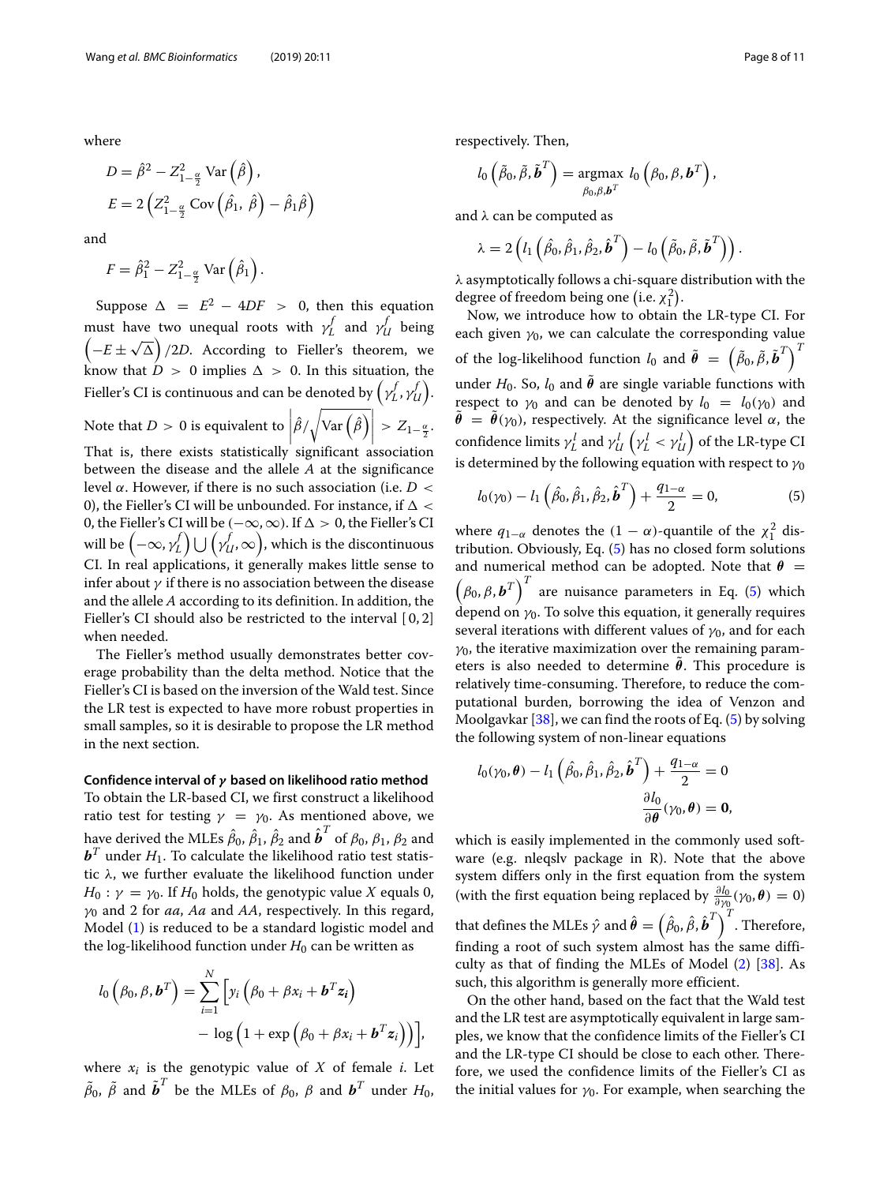where

$$D = \hat{\beta}^2 - Z^2_{1-\frac{\alpha}{2}} \operatorname{Var}\left(\hat{\beta}\right),$$
$$E = 2\left(Z^2_{1-\frac{\alpha}{2}} \operatorname{Cov}\left(\hat{\beta}_1,\ \hat{\beta}\right) - \hat{\beta}_1\hat{\beta}\right)$$

and

$$F = \hat{\beta}_1^2 - Z^2_{1-\frac{\alpha}{2}} \operatorname{Var}\left(\hat{\beta}_1\right).$$

Suppose $\Delta = E^2 - 4DF > 0$, then this equation must have two unequal roots with $\gamma_L^f$ and $\gamma_U^f$ being $\left(-E \pm \sqrt{\Delta}\right)/2D$. According to Fieller's theorem, we know that $D > 0$ implies $\Delta > 0$. In this situation, the Fieller's CI is continuous and can be denoted by $\left(\gamma_L^f, \gamma_U^f\right)$. Note that $D > 0$ is equivalent to $\left|\hat{\beta}/\sqrt{\operatorname{Var}\left(\hat{\beta}\right)}\right| > Z_{1-\frac{\alpha}{2}}$. That is, there exists statistically significant association between the disease and the allele $A$ at the significance level $\alpha$. However, if there is no such association (i.e. $D < 0$), the Fieller's CI will be unbounded. For instance, if $\Delta < 0$, the Fieller's CI will be $(-\infty, \infty)$. If $\Delta > 0$, the Fieller's CI will be $\left(-\infty, \gamma_L^f\right) \bigcup \left(\gamma_U^f, \infty\right)$, which is the discontinuous CI. In real applications, it generally makes little sense to infer about $\gamma$ if there is no association between the disease and the allele $A$ according to its definition. In addition, the Fieller's CI should also be restricted to the interval $[0, 2]$ when needed.

The Fieller's method usually demonstrates better coverage probability than the delta method. Notice that the Fieller's CI is based on the inversion of the Wald test. Since the LR test is expected to have more robust properties in small samples, so it is desirable to propose the LR method in the next section.

### Confidence interval of $\gamma$ based on likelihood ratio method

To obtain the LR-based CI, we first construct a likelihood ratio test for testing $\gamma = \gamma_0$. As mentioned above, we have derived the MLEs $\hat{\beta}_0$, $\hat{\beta}_1$, $\hat{\beta}_2$ and $\hat{\boldsymbol{b}}^T$ of $\beta_0$, $\beta_1$, $\beta_2$ and $\boldsymbol{b}^T$ under $H_1$. To calculate the likelihood ratio test statistic $\lambda$, we further evaluate the likelihood function under $H_0 : \gamma = \gamma_0$. If $H_0$ holds, the genotypic value $X$ equals 0, $\gamma_0$ and 2 for $aa$, $Aa$ and $AA$, respectively. In this regard, Model (1) is reduced to be a standard logistic model and the log-likelihood function under $H_0$ can be written as

$$l_0\left(\beta_0, \beta, \boldsymbol{b}^T\right) = \sum_{i=1}^{N}\Big[y_i\left(\beta_0 + \beta x_i + \boldsymbol{b}^T \boldsymbol{z_i}\right) - \log\left(1 + \exp\left(\beta_0 + \beta x_i + \boldsymbol{b}^T \boldsymbol{z}_i\right)\right)\Big],$$

where $x_i$ is the genotypic value of $X$ of female $i$. Let $\tilde{\beta}_0$, $\tilde{\beta}$ and $\tilde{\boldsymbol{b}}^T$ be the MLEs of $\beta_0$, $\beta$ and $\boldsymbol{b}^T$ under $H_0$, respectively. Then,

$$l_0\left(\tilde{\beta}_0, \tilde{\beta}, \tilde{\boldsymbol{b}}^T\right) = \underset{\beta_0, \beta, \boldsymbol{b}^T}{\operatorname{argmax}}\ l_0\left(\beta_0, \beta, \boldsymbol{b}^T\right),$$

and $\lambda$ can be computed as

$$\lambda = 2\left(l_1\left(\hat{\beta}_0, \hat{\beta}_1, \hat{\beta}_2, \hat{\boldsymbol{b}}^T\right) - l_0\left(\tilde{\beta}_0, \tilde{\beta}, \tilde{\boldsymbol{b}}^T\right)\right).$$

$\lambda$ asymptotically follows a chi-square distribution with the degree of freedom being one (i.e. $\chi_1^2$).

Now, we introduce how to obtain the LR-type CI. For each given $\gamma_0$, we can calculate the corresponding value of the log-likelihood function $l_0$ and $\tilde{\boldsymbol{\theta}} = \left(\tilde{\beta}_0, \tilde{\beta}, \tilde{\boldsymbol{b}}^T\right)^T$ under $H_0$. So, $l_0$ and $\tilde{\boldsymbol{\theta}}$ are single variable functions with respect to $\gamma_0$ and can be denoted by $l_0 = l_0(\gamma_0)$ and $\tilde{\boldsymbol{\theta}} = \tilde{\boldsymbol{\theta}}(\gamma_0)$, respectively. At the significance level $\alpha$, the confidence limits $\gamma_L^l$ and $\gamma_U^l$ $\left(\gamma_L^l < \gamma_U^l\right)$ of the LR-type CI is determined by the following equation with respect to $\gamma_0$

$$l_0(\gamma_0) - l_1\left(\hat{\beta}_0, \hat{\beta}_1, \hat{\beta}_2, \hat{\boldsymbol{b}}^T\right) + \frac{q_{1-\alpha}}{2} = 0, \tag{5}$$

where $q_{1-\alpha}$ denotes the $(1-\alpha)$-quantile of the $\chi_1^2$ distribution. Obviously, Eq. (5) has no closed form solutions and numerical method can be adopted. Note that $\boldsymbol{\theta} = \left(\beta_0, \beta, \boldsymbol{b}^T\right)^T$ are nuisance parameters in Eq. (5) which depend on $\gamma_0$. To solve this equation, it generally requires several iterations with different values of $\gamma_0$, and for each $\gamma_0$, the iterative maximization over the remaining parameters is also needed to determine $\tilde{\boldsymbol{\theta}}$. This procedure is relatively time-consuming. Therefore, to reduce the computational burden, borrowing the idea of Venzon and Moolgavkar [38], we can find the roots of Eq. (5) by solving the following system of non-linear equations

$$l_0(\gamma_0, \boldsymbol{\theta}) - l_1\left(\hat{\beta}_0, \hat{\beta}_1, \hat{\beta}_2, \hat{\boldsymbol{b}}^T\right) + \frac{q_{1-\alpha}}{2} = 0$$
$$\frac{\partial l_0}{\partial \boldsymbol{\theta}}(\gamma_0, \boldsymbol{\theta}) = \boldsymbol{0},$$

which is easily implemented in the commonly used software (e.g. nleqslv package in R). Note that the above system differs only in the first equation from the system (with the first equation being replaced by $\frac{\partial l_0}{\partial \gamma_0}(\gamma_0, \boldsymbol{\theta}) = 0$) that defines the MLEs $\hat{\gamma}$ and $\hat{\boldsymbol{\theta}} = \left(\hat{\beta}_0, \hat{\beta}, \hat{\boldsymbol{b}}^T\right)^T$. Therefore, finding a root of such system almost has the same difficulty as that of finding the MLEs of Model (2) [38]. As such, this algorithm is generally more efficient.

On the other hand, based on the fact that the Wald test and the LR test are asymptotically equivalent in large samples, we know that the confidence limits of the Fieller's CI and the LR-type CI should be close to each other. Therefore, we used the confidence limits of the Fieller's CI as the initial values for $\gamma_0$. For example, when searching the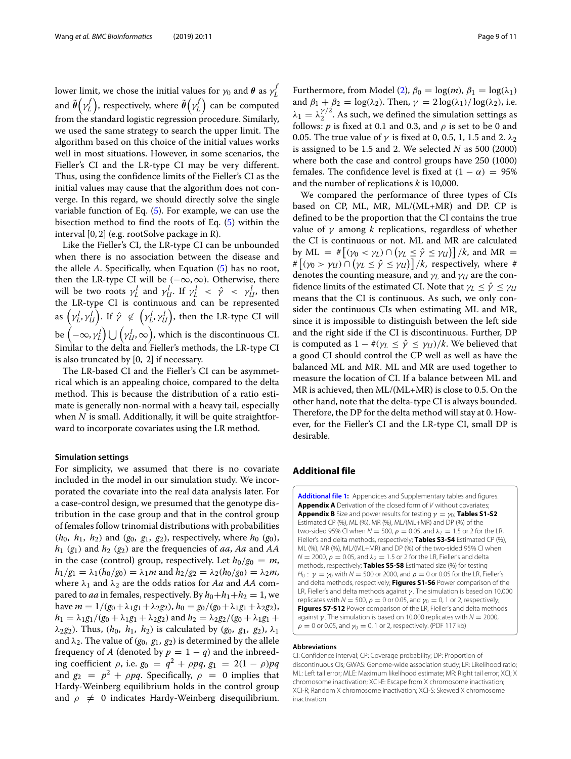lower limit, we chose the initial values for $\gamma_0$ and $\boldsymbol{\theta}$ as $\gamma_L^f$ and $\tilde{\boldsymbol{\theta}}\left(\gamma_L^f\right)$, respectively, where $\tilde{\boldsymbol{\theta}}\left(\gamma_L^f\right)$ can be computed from the standard logistic regression procedure. Similarly, we used the same strategy to search the upper limit. The algorithm based on this choice of the initial values works well in most situations. However, in some scenarios, the Fieller's CI and the LR-type CI may be very different. Thus, using the confidence limits of the Fieller's CI as the initial values may cause that the algorithm does not converge. In this regard, we should directly solve the single variable function of Eq. (5). For example, we can use the bisection method to find the roots of Eq. (5) within the interval $[0, 2]$ (e.g. rootSolve package in R).

Like the Fieller's CI, the LR-type CI can be unbounded when there is no association between the disease and the allele $A$. Specifically, when Equation (5) has no root, then the LR-type CI will be $(-\infty, \infty)$. Otherwise, there will be two roots $\gamma_L^l$ and $\gamma_U^l$. If $\gamma_L^l < \hat{\gamma} < \gamma_U^l$, then the LR-type CI is continuous and can be represented as $\left(\gamma_L^l, \gamma_U^l\right)$. If $\hat{\gamma} \notin \left(\gamma_L^l, \gamma_U^l\right)$, then the LR-type CI will be $\left(-\infty, \gamma_L^l\right) \bigcup \left(\gamma_U^l, \infty\right)$, which is the discontinuous CI. Similar to the delta and Fieller's methods, the LR-type CI is also truncated by $[0, 2]$ if necessary.

The LR-based CI and the Fieller's CI can be asymmetrical which is an appealing choice, compared to the delta method. This is because the distribution of a ratio estimate is generally non-normal with a heavy tail, especially when $N$ is small. Additionally, it will be quite straightforward to incorporate covariates using the LR method.

### Simulation settings

For simplicity, we assumed that there is no covariate included in the model in our simulation study. We incorporated the covariate into the real data analysis later. For a case-control design, we presumed that the genotype distribution in the case group and that in the control group of females follow trinomial distributions with probabilities $(h_0, h_1, h_2)$ and $(g_0, g_1, g_2)$, respectively, where $h_0$ $(g_0)$, $h_1$ $(g_1)$ and $h_2$ $(g_2)$ are the frequencies of $aa$, $Aa$ and $AA$ in the case (control) group, respectively. Let $h_0/g_0 = m$, $h_1/g_1 = \lambda_1(h_0/g_0) = \lambda_1 m$ and $h_2/g_2 = \lambda_2(h_0/g_0) = \lambda_2 m$, where $\lambda_1$ and $\lambda_2$ are the odds ratios for $Aa$ and $AA$ compared to $aa$ in females, respectively. By $h_0+h_1+h_2 = 1$, we have $m = 1/(g_0+\lambda_1 g_1+\lambda_2 g_2)$, $h_0 = g_0/(g_0+\lambda_1 g_1+\lambda_2 g_2)$, $h_1 = \lambda_1 g_1/(g_0+\lambda_1 g_1+\lambda_2 g_2)$ and $h_2 = \lambda_2 g_2/(g_0+\lambda_1 g_1+\lambda_2 g_2)$. Thus, $(h_0, h_1, h_2)$ is calculated by $(g_0, g_1, g_2)$, $\lambda_1$ and $\lambda_2$. The value of $(g_0, g_1, g_2)$ is determined by the allele frequency of $A$ (denoted by $p = 1 - q$) and the inbreeding coefficient $\rho$, i.e. $g_0 = q^2 + \rho pq$, $g_1 = 2(1-\rho)pq$ and $g_2 = p^2 + \rho pq$. Specifically, $\rho = 0$ implies that Hardy-Weinberg equilibrium holds in the control group and $\rho \neq 0$ indicates Hardy-Weinberg disequilibrium. Furthermore, from Model (2), $\beta_0 = \log(m)$, $\beta_1 = \log(\lambda_1)$ and $\beta_1 + \beta_2 = \log(\lambda_2)$. Then, $\gamma = 2\log(\lambda_1)/\log(\lambda_2)$, i.e. $\lambda_1 = \lambda_2^{\gamma/2}$. As such, we defined the simulation settings as follows: $p$ is fixed at 0.1 and 0.3, and $\rho$ is set to be 0 and 0.05. The true value of $\gamma$ is fixed at 0, 0.5, 1, 1.5 and 2. $\lambda_2$ is assigned to be 1.5 and 2. We selected $N$ as 500 (2000) where both the case and control groups have 250 (1000) females. The confidence level is fixed at $(1-\alpha) = 95\%$ and the number of replications $k$ is 10,000.

We compared the performance of three types of CIs based on CP, ML, MR, ML/(ML+MR) and DP. CP is defined to be the proportion that the CI contains the true value of $\gamma$ among $k$ replications, regardless of whether the CI is continuous or not. ML and MR are calculated by $\mathrm{ML} = \#\left[(\gamma_0 < \gamma_L) \cap \left(\gamma_L \leq \hat{\gamma} \leq \gamma_U\right)\right]/k$, and $\mathrm{MR} = \#\left[(\gamma_0 > \gamma_U) \cap \left(\gamma_L \leq \hat{\gamma} \leq \gamma_U\right)\right]/k$, respectively, where $\#$ denotes the counting measure, and $\gamma_L$ and $\gamma_U$ are the confidence limits of the estimated CI. Note that $\gamma_L \leq \hat{\gamma} \leq \gamma_U$ means that the CI is continuous. As such, we only consider the continuous CIs when estimating ML and MR, since it is impossible to distinguish between the left side and the right side if the CI is discontinuous. Further, DP is computed as $1 - \#(\gamma_L \leq \hat{\gamma} \leq \gamma_U)/k$. We believed that a good CI should control the CP well as well as have the balanced ML and MR. ML and MR are used together to measure the location of CI. If a balance between ML and MR is achieved, then ML/(ML+MR) is close to 0.5. On the other hand, note that the delta-type CI is always bounded. Therefore, the DP for the delta method will stay at 0. However, for the Fieller's CI and the LR-type CI, small DP is desirable.

## Additional file

**Additional file 1:** Appendices and Supplementary tables and figures. **Appendix A** Derivation of the closed form of $V$ without covariates; **Appendix B** Size and power results for testing $\gamma = \gamma_0$; **Tables S1-S2** Estimated CP (%), ML (%), MR (%), ML/(ML+MR) and DP (%) of the two-sided 95% CI when $N = 500$, $\rho = 0.05$, and $\lambda_2 = 1.5$ or 2 for the LR, Fieller's and delta methods, respectively; **Tables S3-S4** Estimated CP (%), ML (%), MR (%), ML/(ML+MR) and DP (%) of the two-sided 95% CI when $N = 2000$, $\rho = 0.05$, and $\lambda_2 = 1.5$ or 2 for the LR, Fieller's and delta methods, respectively; **Tables S5-S8** Estimated size (%) for testing $H_0: \gamma = \gamma_0$ with $N = 500$ or 2000, and $\rho = 0$ or 0.05 for the LR, Fieller's and delta methods, respectively; **Figures S1-S6** Power comparison of the LR, Fieller's and delta methods against $\gamma$. The simulation is based on 10,000 replicates with $N = 500$, $\rho = 0$ or 0.05, and $\gamma_0 = 0$, 1 or 2, respectively; **Figures S7-S12** Power comparison of the LR, Fieller's and delta methods against $\gamma$. The simulation is based on 10,000 replicates with $N = 2000$, $\rho = 0$ or 0.05, and $\gamma_0 = 0$, 1 or 2, respectively. (PDF 117 kb)

#### Abbreviations

CI: Confidence interval; CP: Coverage probability; DP: Proportion of discontinuous CIs; GWAS: Genome-wide association study; LR: Likelihood ratio; ML: Left tail error; MLE: Maximum likelihood estimate; MR: Right tail error; XCI; X chromosome inactivation; XCI-E: Escape from X chromosome inactivation; XCI-R; Random X chromosome inactivation; XCI-S: Skewed X chromosome inactivation.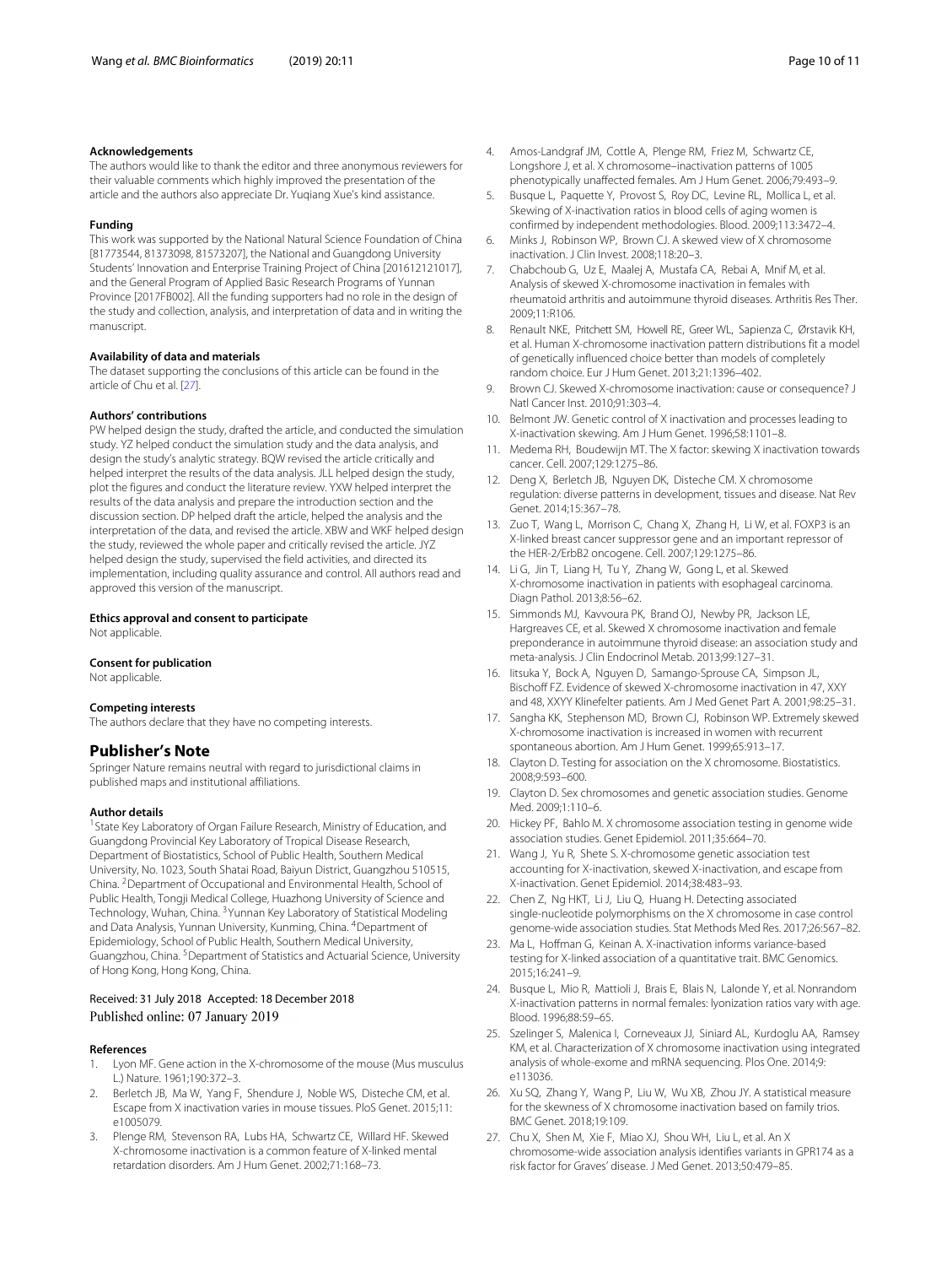#### Acknowledgements

The authors would like to thank the editor and three anonymous reviewers for their valuable comments which highly improved the presentation of the article and the authors also appreciate Dr. Yuqiang Xue's kind assistance.

#### Funding

This work was supported by the National Natural Science Foundation of China [81773544, 81373098, 81573207], the National and Guangdong University Students' Innovation and Enterprise Training Project of China [201612121017], and the General Program of Applied Basic Research Programs of Yunnan Province [2017FB002]. All the funding supporters had no role in the design of the study and collection, analysis, and interpretation of data and in writing the manuscript.

#### Availability of data and materials

The dataset supporting the conclusions of this article can be found in the article of Chu et al. [27].

#### Authors' contributions

PW helped design the study, drafted the article, and conducted the simulation study. YZ helped conduct the simulation study and the data analysis, and design the study's analytic strategy. BQW revised the article critically and helped interpret the results of the data analysis. JLL helped design the study, plot the figures and conduct the literature review. YXW helped interpret the results of the data analysis and prepare the introduction section and the discussion section. DP helped draft the article, helped the analysis and the interpretation of the data, and revised the article. XBW and WKF helped design the study, reviewed the whole paper and critically revised the article. JYZ helped design the study, supervised the field activities, and directed its implementation, including quality assurance and control. All authors read and approved this version of the manuscript.

#### Ethics approval and consent to participate

Not applicable.

#### Consent for publication

Not applicable.

#### Competing interests

The authors declare that they have no competing interests.

## Publisher's Note

Springer Nature remains neutral with regard to jurisdictional claims in published maps and institutional affiliations.

#### Author details

[1]State Key Laboratory of Organ Failure Research, Ministry of Education, and Guangdong Provincial Key Laboratory of Tropical Disease Research, Department of Biostatistics, School of Public Health, Southern Medical University, No. 1023, South Shatai Road, Baiyun District, Guangzhou 510515, China. [2]Department of Occupational and Environmental Health, School of Public Health, Tongji Medical College, Huazhong University of Science and Technology, Wuhan, China. [3]Yunnan Key Laboratory of Statistical Modeling and Data Analysis, Yunnan University, Kunming, China. [4]Department of Epidemiology, School of Public Health, Southern Medical University, Guangzhou, China. [5]Department of Statistics and Actuarial Science, University of Hong Kong, Hong Kong, China.

Received: 31 July 2018 Accepted: 18 December 2018
Published online: 07 January 2019

#### References

1. Lyon MF. Gene action in the X-chromosome of the mouse (Mus musculus L.) Nature. 1961;190:372–3.
2. Berletch JB, Ma W, Yang F, Shendure J, Noble WS, Disteche CM, et al. Escape from X inactivation varies in mouse tissues. PloS Genet. 2015;11: e1005079.
3. Plenge RM, Stevenson RA, Lubs HA, Schwartz CE, Willard HF. Skewed X-chromosome inactivation is a common feature of X-linked mental retardation disorders. Am J Hum Genet. 2002;71:168–73.
4. Amos-Landgraf JM, Cottle A, Plenge RM, Friez M, Schwartz CE, Longshore J, et al. X chromosome–inactivation patterns of 1005 phenotypically unaffected females. Am J Hum Genet. 2006;79:493–9.
5. Busque L, Paquette Y, Provost S, Roy DC, Levine RL, Mollica L, et al. Skewing of X-inactivation ratios in blood cells of aging women is confirmed by independent methodologies. Blood. 2009;113:3472–4.
6. Minks J, Robinson WP, Brown CJ. A skewed view of X chromosome inactivation. J Clin Invest. 2008;118:20–3.
7. Chabchoub G, Uz E, Maalej A, Mustafa CA, Rebai A, Mnif M, et al. Analysis of skewed X-chromosome inactivation in females with rheumatoid arthritis and autoimmune thyroid diseases. Arthritis Res Ther. 2009;11:R106.
8. Renault NKE, Pritchett SM, Howell RE, Greer WL, Sapienza C, Ørstavik KH, et al. Human X-chromosome inactivation pattern distributions fit a model of genetically influenced choice better than models of completely random choice. Eur J Hum Genet. 2013;21:1396–402.
9. Brown CJ. Skewed X-chromosome inactivation: cause or consequence? J Natl Cancer Inst. 2010;91:303–4.
10. Belmont JW. Genetic control of X inactivation and processes leading to X-inactivation skewing. Am J Hum Genet. 1996;58:1101–8.
11. Medema RH, Boudewijn MT. The X factor: skewing X inactivation towards cancer. Cell. 2007;129:1275–86.
12. Deng X, Berletch JB, Nguyen DK, Disteche CM. X chromosome regulation: diverse patterns in development, tissues and disease. Nat Rev Genet. 2014;15:367–78.
13. Zuo T, Wang L, Morrison C, Chang X, Zhang H, Li W, et al. FOXP3 is an X-linked breast cancer suppressor gene and an important repressor of the HER-2/ErbB2 oncogene. Cell. 2007;129:1275–86.
14. Li G, Jin T, Liang H, Tu Y, Zhang W, Gong L, et al. Skewed X-chromosome inactivation in patients with esophageal carcinoma. Diagn Pathol. 2013;8:56–62.
15. Simmonds MJ, Kavvoura PK, Brand OJ, Newby PR, Jackson LE, Hargreaves CE, et al. Skewed X chromosome inactivation and female preponderance in autoimmune thyroid disease: an association study and meta-analysis. J Clin Endocrinol Metab. 2013;99:127–31.
16. Iitsuka Y, Bock A, Nguyen D, Samango-Sprouse CA, Simpson JL, Bischoff FZ. Evidence of skewed X-chromosome inactivation in 47, XXY and 48, XXYY Klinefelter patients. Am J Med Genet Part A. 2001;98:25–31.
17. Sangha KK, Stephenson MD, Brown CJ, Robinson WP. Extremely skewed X-chromosome inactivation is increased in women with recurrent spontaneous abortion. Am J Hum Genet. 1999;65:913–17.
18. Clayton D. Testing for association on the X chromosome. Biostatistics. 2008;9:593–600.
19. Clayton D. Sex chromosomes and genetic association studies. Genome Med. 2009;1:110–6.
20. Hickey PF, Bahlo M. X chromosome association testing in genome wide association studies. Genet Epidemiol. 2011;35:664–70.
21. Wang J, Yu R, Shete S. X-chromosome genetic association test accounting for X-inactivation, skewed X-inactivation, and escape from X-inactivation. Genet Epidemiol. 2014;38:483–93.
22. Chen Z, Ng HKT, Li J, Liu Q, Huang H. Detecting associated single-nucleotide polymorphisms on the X chromosome in case control genome-wide association studies. Stat Methods Med Res. 2017;26:567–82.
23. Ma L, Hoffman G, Keinan A. X-inactivation informs variance-based testing for X-linked association of a quantitative trait. BMC Genomics. 2015;16:241–9.
24. Busque L, Mio R, Mattioli J, Brais E, Blais N, Lalonde Y, et al. Nonrandom X-inactivation patterns in normal females: lyonization ratios vary with age. Blood. 1996;88:59–65.
25. Szelinger S, Malenica I, Corneveaux JJ, Siniard AL, Kurdoglu AA, Ramsey KM, et al. Characterization of X chromosome inactivation using integrated analysis of whole-exome and mRNA sequencing. Plos One. 2014;9: e113036.
26. Xu SQ, Zhang Y, Wang P, Liu W, Wu XB, Zhou JY. A statistical measure for the skewness of X chromosome inactivation based on family trios. BMC Genet. 2018;19:109.
27. Chu X, Shen M, Xie F, Miao XJ, Shou WH, Liu L, et al. An X chromosome-wide association analysis identifies variants in GPR174 as a risk factor for Graves' disease. J Med Genet. 2013;50:479–85.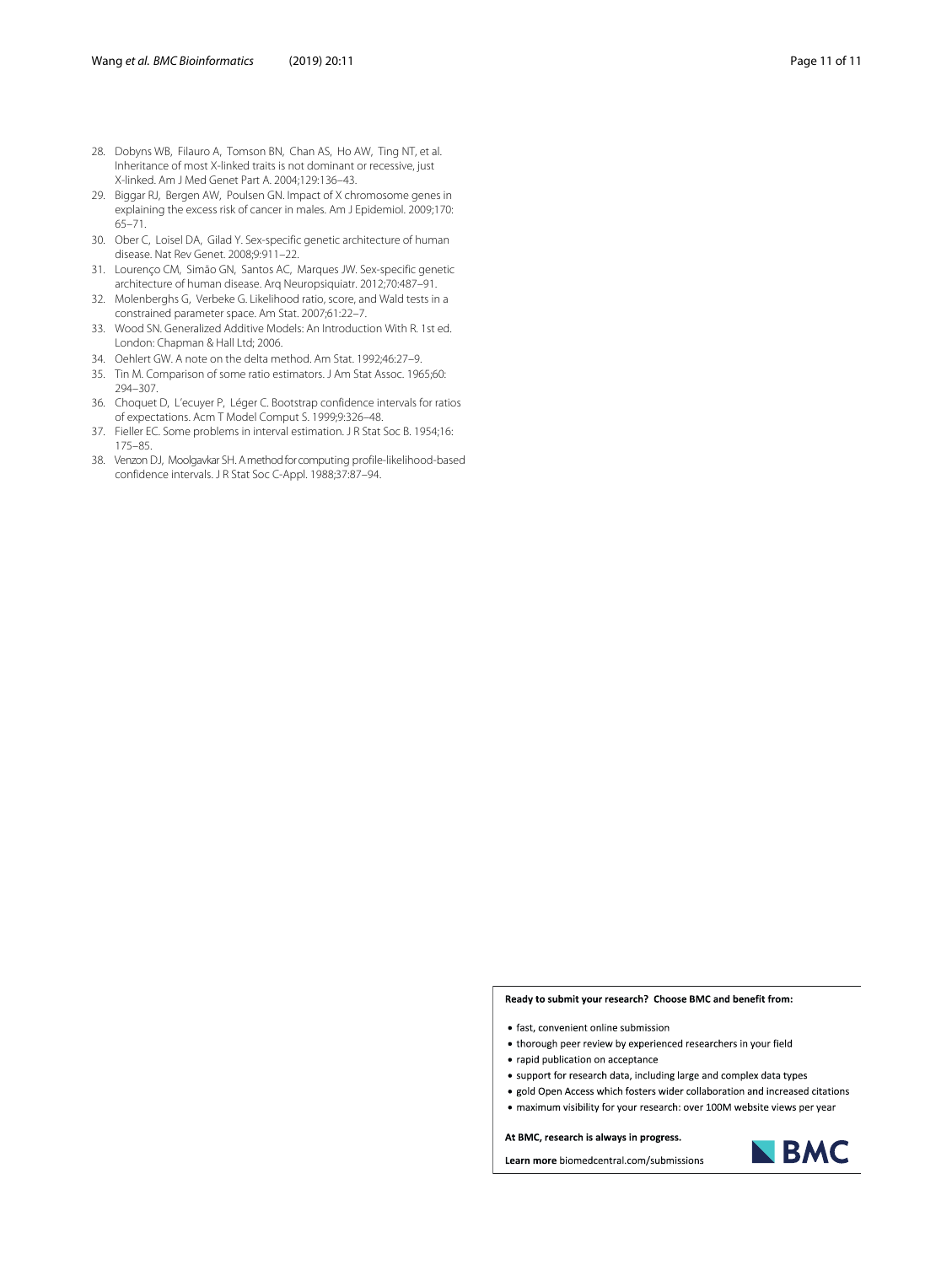28. Dobyns WB, Filauro A, Tomson BN, Chan AS, Ho AW, Ting NT, et al. Inheritance of most X-linked traits is not dominant or recessive, just X-linked. Am J Med Genet Part A. 2004;129:136–43.
29. Biggar RJ, Bergen AW, Poulsen GN. Impact of X chromosome genes in explaining the excess risk of cancer in males. Am J Epidemiol. 2009;170: 65–71.
30. Ober C, Loisel DA, Gilad Y. Sex-specific genetic architecture of human disease. Nat Rev Genet. 2008;9:911–22.
31. Lourenço CM, Simão GN, Santos AC, Marques JW. Sex-specific genetic architecture of human disease. Arq Neuropsiquiatr. 2012;70:487–91.
32. Molenberghs G, Verbeke G. Likelihood ratio, score, and Wald tests in a constrained parameter space. Am Stat. 2007;61:22–7.
33. Wood SN. Generalized Additive Models: An Introduction With R. 1st ed. London: Chapman & Hall Ltd; 2006.
34. Oehlert GW. A note on the delta method. Am Stat. 1992;46:27–9.
35. Tin M. Comparison of some ratio estimators. J Am Stat Assoc. 1965;60: 294–307.
36. Choquet D, L'ecuyer P, Léger C. Bootstrap confidence intervals for ratios of expectations. Acm T Model Comput S. 1999;9:326–48.
37. Fieller EC. Some problems in interval estimation. J R Stat Soc B. 1954;16: 175–85.
38. Venzon DJ, Moolgavkar SH. A method for computing profile-likelihood-based confidence intervals. J R Stat Soc C-Appl. 1988;37:87–94.

**Ready to submit your research? Choose BMC and benefit from:**

- fast, convenient online submission
- thorough peer review by experienced researchers in your field
- rapid publication on acceptance
- support for research data, including large and complex data types
- gold Open Access which fosters wider collaboration and increased citations
- maximum visibility for your research: over 100M website views per year

**At BMC, research is always in progress.**

**Learn more** biomedcentral.com/submissions

BMC